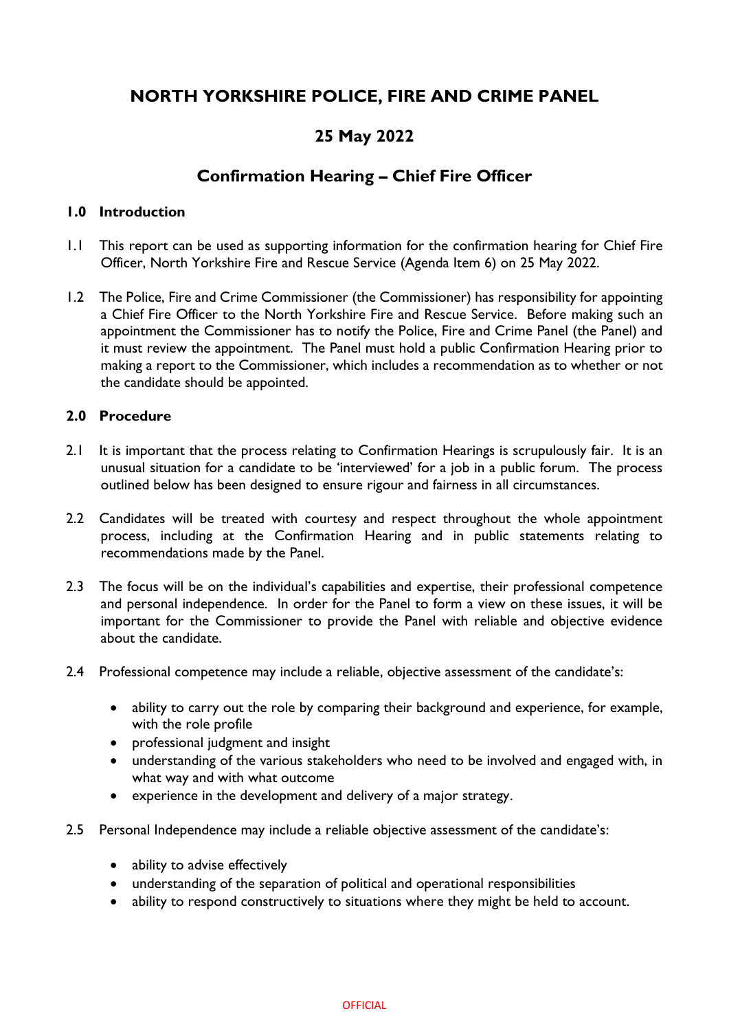# NORTH YORKSHIRE POLICE, FIRE AND CRIME PANEL

## 25 May 2022

## Confirmation Hearing – Chief Fire Officer

### 1.0 Introduction

1.1 This report can be used as supporting information for the confirmation hearing for Chief Fire Officer, North Yorkshire Fire and Rescue Service (Agenda Item 6) on 25 May 2022.

1.2 The Police, Fire and Crime Commissioner (the Commissioner) has responsibility for appointing a Chief Fire Officer to the North Yorkshire Fire and Rescue Service. Before making such an appointment the Commissioner has to notify the Police, Fire and Crime Panel (the Panel) and it must review the appointment. The Panel must hold a public Confirmation Hearing prior to making a report to the Commissioner, which includes a recommendation as to whether or not the candidate should be appointed.

### 2.0 Procedure

2.1 It is important that the process relating to Confirmation Hearings is scrupulously fair. It is an unusual situation for a candidate to be 'interviewed' for a job in a public forum. The process outlined below has been designed to ensure rigour and fairness in all circumstances.

2.2 Candidates will be treated with courtesy and respect throughout the whole appointment process, including at the Confirmation Hearing and in public statements relating to recommendations made by the Panel.

2.3 The focus will be on the individual's capabilities and expertise, their professional competence and personal independence. In order for the Panel to form a view on these issues, it will be important for the Commissioner to provide the Panel with reliable and objective evidence about the candidate.

2.4 Professional competence may include a reliable, objective assessment of the candidate's:

- ability to carry out the role by comparing their background and experience, for example, with the role profile
- professional judgment and insight
- understanding of the various stakeholders who need to be involved and engaged with, in what way and with what outcome
- experience in the development and delivery of a major strategy.

2.5 Personal Independence may include a reliable objective assessment of the candidate's:

- ability to advise effectively
- understanding of the separation of political and operational responsibilities
- ability to respond constructively to situations where they might be held to account.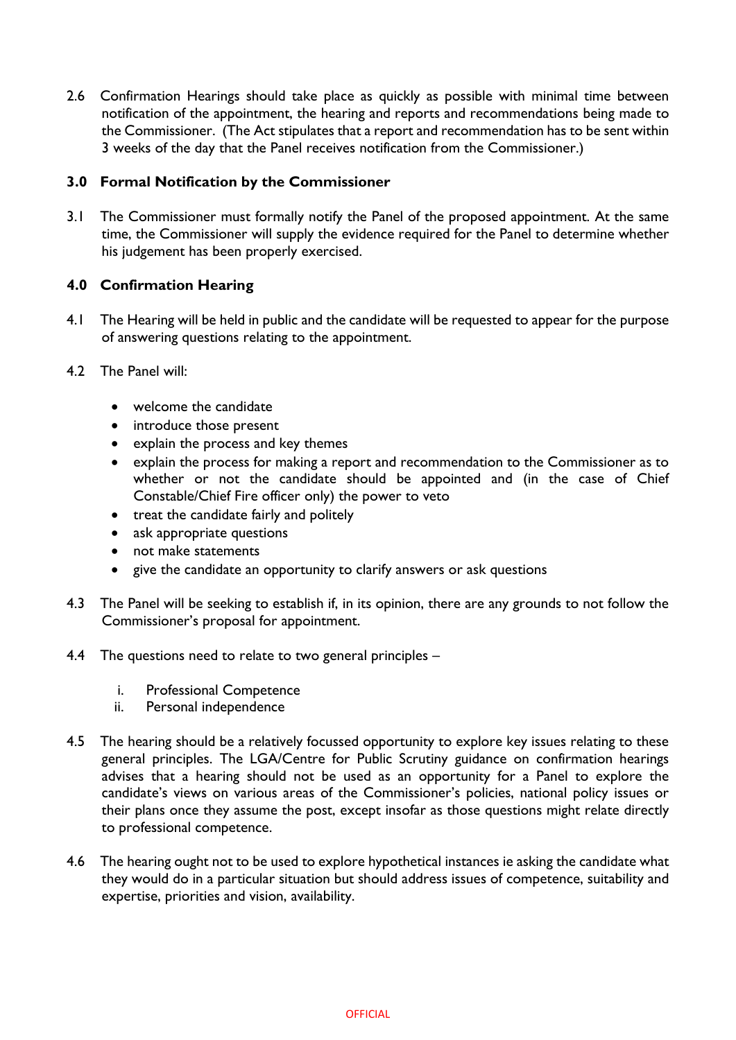2.6 Confirmation Hearings should take place as quickly as possible with minimal time between notification of the appointment, the hearing and reports and recommendations being made to the Commissioner. (The Act stipulates that a report and recommendation has to be sent within 3 weeks of the day that the Panel receives notification from the Commissioner.)

### 3.0 Formal Notification by the Commissioner

3.1 The Commissioner must formally notify the Panel of the proposed appointment. At the same time, the Commissioner will supply the evidence required for the Panel to determine whether his judgement has been properly exercised.

### 4.0 Confirmation Hearing

4.1 The Hearing will be held in public and the candidate will be requested to appear for the purpose of answering questions relating to the appointment.

4.2 The Panel will:

- welcome the candidate
- introduce those present
- explain the process and key themes
- explain the process for making a report and recommendation to the Commissioner as to whether or not the candidate should be appointed and (in the case of Chief Constable/Chief Fire officer only) the power to veto
- treat the candidate fairly and politely
- ask appropriate questions
- not make statements
- give the candidate an opportunity to clarify answers or ask questions

4.3 The Panel will be seeking to establish if, in its opinion, there are any grounds to not follow the Commissioner's proposal for appointment.

4.4 The questions need to relate to two general principles –

   i. Professional Competence
   ii. Personal independence

4.5 The hearing should be a relatively focussed opportunity to explore key issues relating to these general principles. The LGA/Centre for Public Scrutiny guidance on confirmation hearings advises that a hearing should not be used as an opportunity for a Panel to explore the candidate's views on various areas of the Commissioner's policies, national policy issues or their plans once they assume the post, except insofar as those questions might relate directly to professional competence.

4.6 The hearing ought not to be used to explore hypothetical instances ie asking the candidate what they would do in a particular situation but should address issues of competence, suitability and expertise, priorities and vision, availability.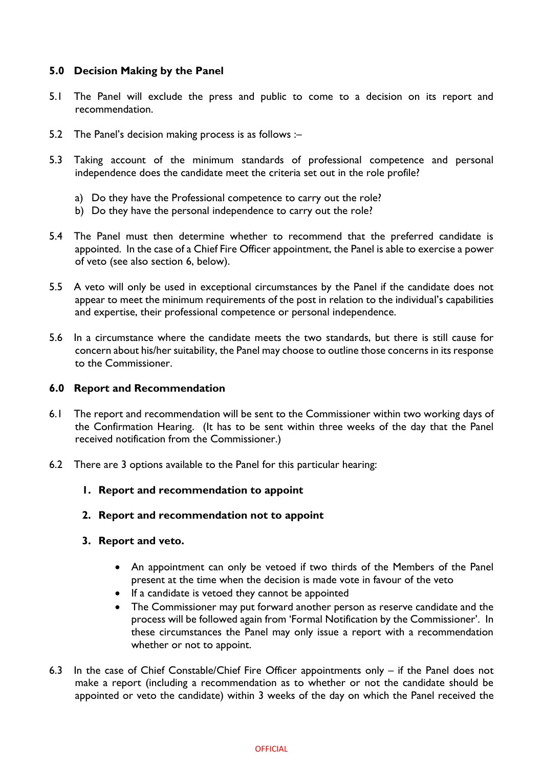## 5.0 Decision Making by the Panel

5.1 The Panel will exclude the press and public to come to a decision on its report and recommendation.

5.2 The Panel's decision making process is as follows :–

5.3 Taking account of the minimum standards of professional competence and personal independence does the candidate meet the criteria set out in the role profile?

a) Do they have the Professional competence to carry out the role?
b) Do they have the personal independence to carry out the role?

5.4 The Panel must then determine whether to recommend that the preferred candidate is appointed. In the case of a Chief Fire Officer appointment, the Panel is able to exercise a power of veto (see also section 6, below).

5.5 A veto will only be used in exceptional circumstances by the Panel if the candidate does not appear to meet the minimum requirements of the post in relation to the individual's capabilities and expertise, their professional competence or personal independence.

5.6 In a circumstance where the candidate meets the two standards, but there is still cause for concern about his/her suitability, the Panel may choose to outline those concerns in its response to the Commissioner.

## 6.0 Report and Recommendation

6.1 The report and recommendation will be sent to the Commissioner within two working days of the Confirmation Hearing. (It has to be sent within three weeks of the day that the Panel received notification from the Commissioner.)

6.2 There are 3 options available to the Panel for this particular hearing:

1. **Report and recommendation to appoint**

2. **Report and recommendation not to appoint**

3. **Report and veto.**

- An appointment can only be vetoed if two thirds of the Members of the Panel present at the time when the decision is made vote in favour of the veto
- If a candidate is vetoed they cannot be appointed
- The Commissioner may put forward another person as reserve candidate and the process will be followed again from 'Formal Notification by the Commissioner'. In these circumstances the Panel may only issue a report with a recommendation whether or not to appoint.

6.3 In the case of Chief Constable/Chief Fire Officer appointments only – if the Panel does not make a report (including a recommendation as to whether or not the candidate should be appointed or veto the candidate) within 3 weeks of the day on which the Panel received the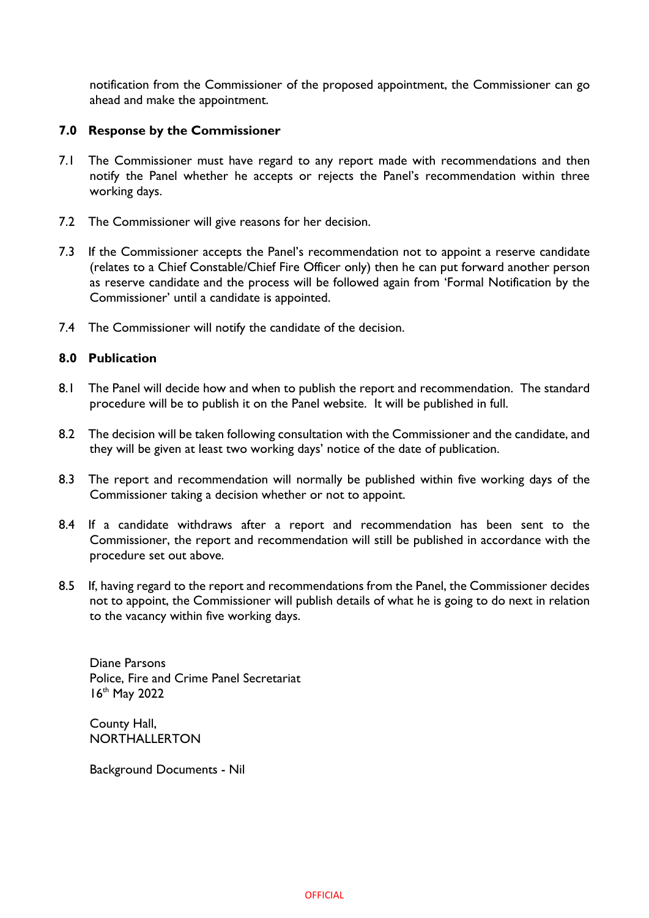notification from the Commissioner of the proposed appointment, the Commissioner can go ahead and make the appointment.

## 7.0 Response by the Commissioner

7.1 The Commissioner must have regard to any report made with recommendations and then notify the Panel whether he accepts or rejects the Panel's recommendation within three working days.

7.2 The Commissioner will give reasons for her decision.

7.3 If the Commissioner accepts the Panel's recommendation not to appoint a reserve candidate (relates to a Chief Constable/Chief Fire Officer only) then he can put forward another person as reserve candidate and the process will be followed again from 'Formal Notification by the Commissioner' until a candidate is appointed.

7.4 The Commissioner will notify the candidate of the decision.

## 8.0 Publication

8.1 The Panel will decide how and when to publish the report and recommendation. The standard procedure will be to publish it on the Panel website. It will be published in full.

8.2 The decision will be taken following consultation with the Commissioner and the candidate, and they will be given at least two working days' notice of the date of publication.

8.3 The report and recommendation will normally be published within five working days of the Commissioner taking a decision whether or not to appoint.

8.4 If a candidate withdraws after a report and recommendation has been sent to the Commissioner, the report and recommendation will still be published in accordance with the procedure set out above.

8.5 If, having regard to the report and recommendations from the Panel, the Commissioner decides not to appoint, the Commissioner will publish details of what he is going to do next in relation to the vacancy within five working days.

Diane Parsons
Police, Fire and Crime Panel Secretariat
16th May 2022

County Hall,
NORTHALLERTON

Background Documents - Nil